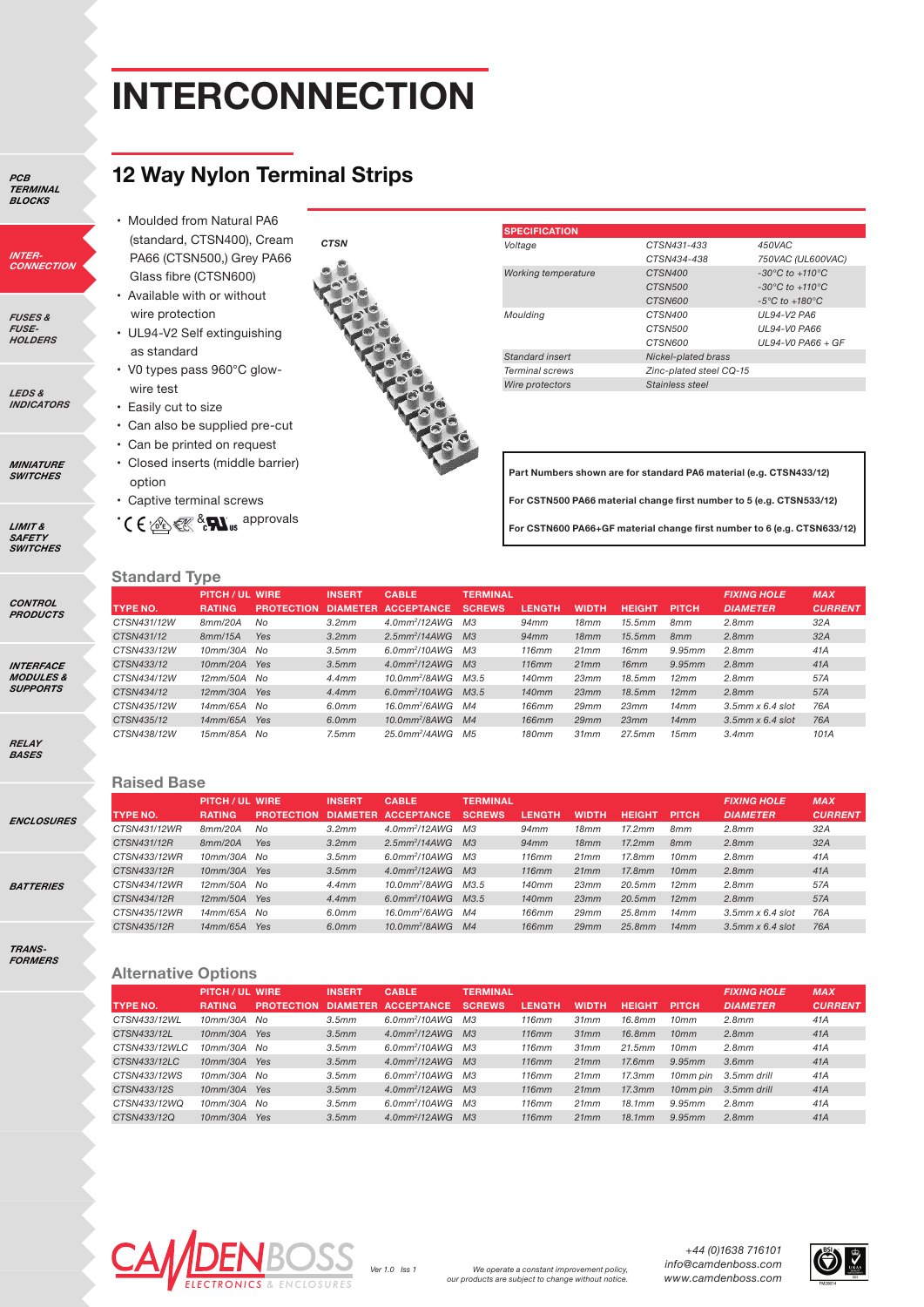# INTERCONNECTION

## 12 Way Nylon Terminal Strips

- Moulded from Natural PA6 (standard, CTSN400), Cream PA66 (CTSN500,) Grey PA66 Glass fibre (CTSN600)
- Available with or without wire protection
- UL94-V2 Self extinguishing as standard
- V0 types pass 960°C glow-wire test
- Easily cut to size
- Can also be supplied pre-cut
- Can be printed on request
- Closed inserts (middle barrier) option
- Captive terminal screws
- CE VDE & cULus approvals

CTSN

| SPECIFICATION | | |
|---|---|---|
| Voltage | CTSN431-433 | 450VAC |
| | CTSN434-438 | 750VAC (UL600VAC) |
| Working temperature | CTSN400 | -30°C to +110°C |
| | CTSN500 | -30°C to +110°C |
| | CTSN600 | -5°C to +180°C |
| Moulding | CTSN400 | UL94-V2 PA6 |
| | CTSN500 | UL94-V0 PA66 |
| | CTSN600 | UL94-V0 PA66 + GF |
| Standard insert | Nickel-plated brass | |
| Terminal screws | Zinc-plated steel CQ-15 | |
| Wire protectors | Stainless steel | |

**Part Numbers shown are for standard PA6 material (e.g. CTSN433/12)**

**For CSTN500 PA66 material change first number to 5 (e.g. CTSN533/12)**

**For CSTN600 PA66+GF material change first number to 6 (e.g. CTSN633/12)**

### Standard Type

| TYPE NO. | PITCH / UL RATING | WIRE PROTECTION | INSERT DIAMETER | CABLE ACCEPTANCE | TERMINAL SCREWS | LENGTH | WIDTH | HEIGHT | PITCH | FIXING HOLE DIAMETER | MAX CURRENT |
|---|---|---|---|---|---|---|---|---|---|---|---|
| CTSN431/12W | 8mm/20A | No | 3.2mm | 4.0mm²/12AWG | M3 | 94mm | 18mm | 15.5mm | 8mm | 2.8mm | 32A |
| CTSN431/12 | 8mm/15A | Yes | 3.2mm | 2.5mm²/14AWG | M3 | 94mm | 18mm | 15.5mm | 8mm | 2.8mm | 32A |
| CTSN433/12W | 10mm/30A | No | 3.5mm | 6.0mm²/10AWG | M3 | 116mm | 21mm | 16mm | 9.95mm | 2.8mm | 41A |
| CTSN433/12 | 10mm/20A | Yes | 3.5mm | 4.0mm²/12AWG | M3 | 116mm | 21mm | 16mm | 9.95mm | 2.8mm | 41A |
| CTSN434/12W | 12mm/50A | No | 4.4mm | 10.0mm²/8AWG | M3.5 | 140mm | 23mm | 18.5mm | 12mm | 2.8mm | 57A |
| CTSN434/12 | 12mm/30A | Yes | 4.4mm | 6.0mm²/10AWG | M3.5 | 140mm | 23mm | 18.5mm | 12mm | 2.8mm | 57A |
| CTSN435/12W | 14mm/65A | No | 6.0mm | 16.0mm²/6AWG | M4 | 166mm | 29mm | 23mm | 14mm | 3.5mm x 6.4 slot | 76A |
| CTSN435/12 | 14mm/65A | Yes | 6.0mm | 10.0mm²/8AWG | M4 | 166mm | 29mm | 23mm | 14mm | 3.5mm x 6.4 slot | 76A |
| CTSN438/12W | 15mm/85A | No | 7.5mm | 25.0mm²/4AWG | M5 | 180mm | 31mm | 27.5mm | 15mm | 3.4mm | 101A |

### Raised Base

| TYPE NO. | PITCH / UL RATING | WIRE PROTECTION | INSERT DIAMETER | CABLE ACCEPTANCE | TERMINAL SCREWS | LENGTH | WIDTH | HEIGHT | PITCH | FIXING HOLE DIAMETER | MAX CURRENT |
|---|---|---|---|---|---|---|---|---|---|---|---|
| CTSN431/12WR | 8mm/20A | No | 3.2mm | 4.0mm²/12AWG | M3 | 94mm | 18mm | 17.2mm | 8mm | 2.8mm | 32A |
| CTSN431/12R | 8mm/20A | Yes | 3.2mm | 2.5mm²/14AWG | M3 | 94mm | 18mm | 17.2mm | 8mm | 2.8mm | 32A |
| CTSN433/12WR | 10mm/30A | No | 3.5mm | 6.0mm²/10AWG | M3 | 116mm | 21mm | 17.8mm | 10mm | 2.8mm | 41A |
| CTSN433/12R | 10mm/30A | Yes | 3.5mm | 4.0mm²/12AWG | M3 | 116mm | 21mm | 17.8mm | 10mm | 2.8mm | 41A |
| CTSN434/12WR | 12mm/50A | No | 4.4mm | 10.0mm²/8AWG | M3.5 | 140mm | 23mm | 20.5mm | 12mm | 2.8mm | 57A |
| CTSN434/12R | 12mm/50A | Yes | 4.4mm | 6.0mm²/10AWG | M3.5 | 140mm | 23mm | 20.5mm | 12mm | 2.8mm | 57A |
| CTSN435/12WR | 14mm/65A | No | 6.0mm | 16.0mm²/6AWG | M4 | 166mm | 29mm | 25.8mm | 14mm | 3.5mm x 6.4 slot | 76A |
| CTSN435/12R | 14mm/65A | Yes | 6.0mm | 10.0mm²/8AWG | M4 | 166mm | 29mm | 25.8mm | 14mm | 3.5mm x 6.4 slot | 76A |

### Alternative Options

| TYPE NO. | PITCH / UL RATING | WIRE PROTECTION | INSERT DIAMETER | CABLE ACCEPTANCE | TERMINAL SCREWS | LENGTH | WIDTH | HEIGHT | PITCH | FIXING HOLE DIAMETER | MAX CURRENT |
|---|---|---|---|---|---|---|---|---|---|---|---|
| CTSN433/12WL | 10mm/30A | No | 3.5mm | 6.0mm²/10AWG | M3 | 116mm | 31mm | 16.8mm | 10mm | 2.8mm | 41A |
| CTSN433/12L | 10mm/30A | Yes | 3.5mm | 4.0mm²/12AWG | M3 | 116mm | 31mm | 16.8mm | 10mm | 2.8mm | 41A |
| CTSN433/12WLC | 10mm/30A | No | 3.5mm | 6.0mm²/10AWG | M3 | 116mm | 31mm | 21.5mm | 10mm | 2.8mm | 41A |
| CTSN433/12LC | 10mm/30A | Yes | 3.5mm | 4.0mm²/12AWG | M3 | 116mm | 21mm | 17.6mm | 9.95mm | 3.6mm | 41A |
| CTSN433/12WS | 10mm/30A | No | 3.5mm | 6.0mm²/10AWG | M3 | 116mm | 21mm | 17.3mm | 10mm pin | 3.5mm drill | 41A |
| CTSN433/12S | 10mm/30A | Yes | 3.5mm | 4.0mm²/12AWG | M3 | 116mm | 21mm | 17.3mm | 10mm pin | 3.5mm drill | 41A |
| CTSN433/12WQ | 10mm/30A | No | 3.5mm | 6.0mm²/10AWG | M3 | 116mm | 21mm | 18.1mm | 9.95mm | 2.8mm | 41A |
| CTSN433/12Q | 10mm/30A | Yes | 3.5mm | 4.0mm²/12AWG | M3 | 116mm | 21mm | 18.1mm | 9.95mm | 2.8mm | 41A |

CAMDENBOSS ELECTRONICS & ENCLOSURES

Ver 1.0 Iss 1

We operate a constant improvement policy, our products are subject to change without notice.

+44 (0)1638 716101
info@camdenboss.com
www.camdenboss.com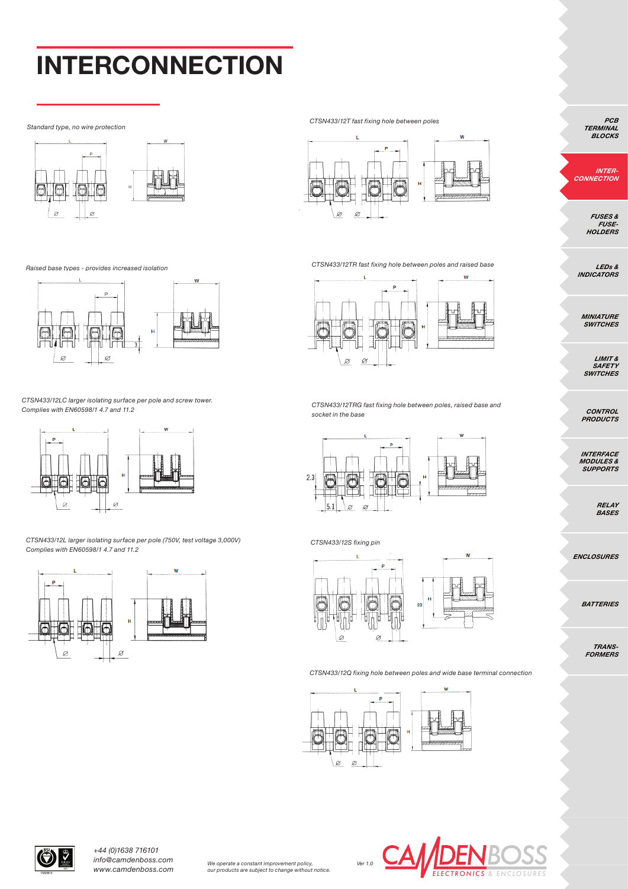# INTERCONNECTION

*Standard type, no wire protection*

L
P
W
H
Ø
Ø

*CTSN433/12T fast fixing hole between poles*

L
P
W
H
Ø
Ø

*Raised base types - provides increased isolation*

L
P
W
H
3
Ø
Ø

*CTSN433/12TR fast fixing hole between poles and raised base*

L
P
W
H
Ø
Ø

*CTSN433/12LC larger isolating surface per pole and screw tower. Complies with EN60598/1 4.7 and 11.2*

L
P
W
H
Ø
Ø

*CTSN433/12TRG fast fixing hole between poles, raised base and socket in the base*

L
P
W
H
2.3
5.1
Ø
Ø

*CTSN433/12L larger isolating surface per pole (750V, test voltage 3,000V) Complies with EN60598/1 4.7 and 11.2*

L
P
W
H
Ø
Ø

*CTSN433/12S fixing pin*

L
P
W
H
23
Ø
Ø

*CTSN433/12Q fixing hole between poles and wide base terminal connection*

L
P
W
H
Ø
Ø

PCB TERMINAL BLOCKS

INTER-CONNECTION

FUSES & FUSE-HOLDERS

LEDs & INDICATORS

MINIATURE SWITCHES

LIMIT & SAFETY SWITCHES

CONTROL PRODUCTS

INTERFACE MODULES & SUPPORTS

RELAY BASES

ENCLOSURES

BATTERIES

TRANS-FORMERS

+44 (0)1638 716101
info@camdenboss.com
www.camdenboss.com

We operate a constant improvement policy, our products are subject to change without notice.

Ver 1.0

CAMDENBOSS ELECTRONICS & ENCLOSURES